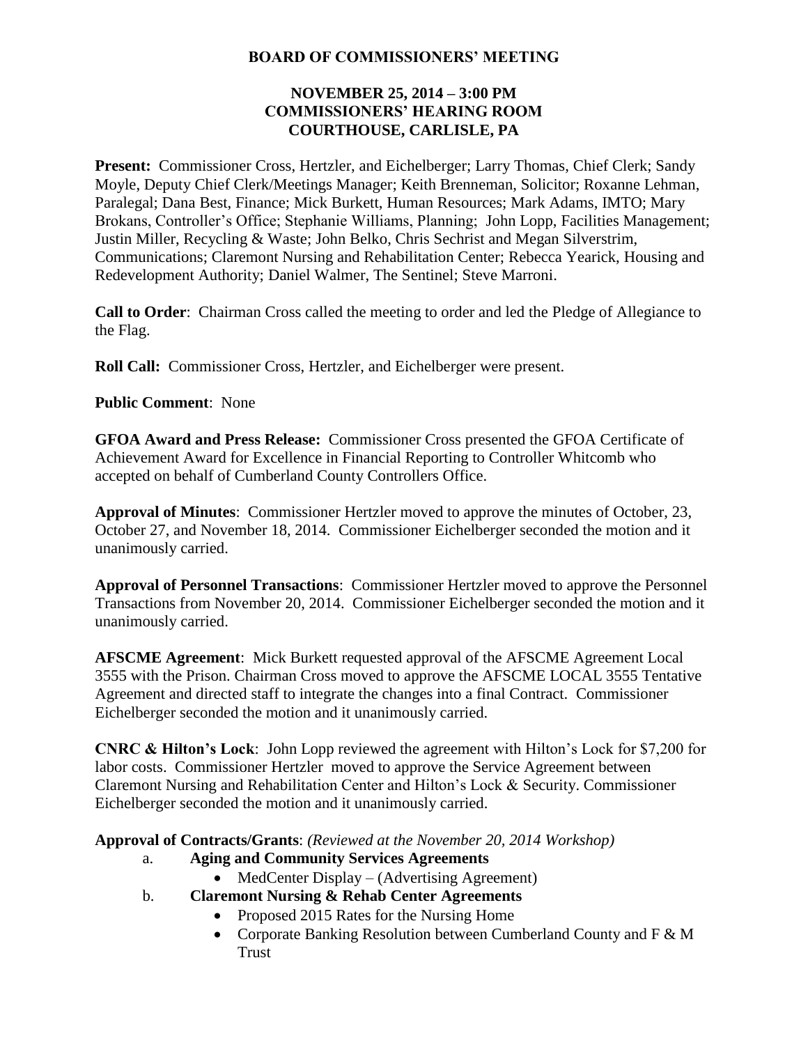# BOARD OF COMMISSIONERS' MEETING

## NOVEMBER 25, 2014 – 3:00 PM
## COMMISSIONERS' HEARING ROOM
## COURTHOUSE, CARLISLE, PA

**Present:** Commissioner Cross, Hertzler, and Eichelberger; Larry Thomas, Chief Clerk; Sandy Moyle, Deputy Chief Clerk/Meetings Manager; Keith Brenneman, Solicitor; Roxanne Lehman, Paralegal; Dana Best, Finance; Mick Burkett, Human Resources; Mark Adams, IMTO; Mary Brokans, Controller's Office; Stephanie Williams, Planning; John Lopp, Facilities Management; Justin Miller, Recycling & Waste; John Belko, Chris Sechrist and Megan Silverstrim, Communications; Claremont Nursing and Rehabilitation Center; Rebecca Yearick, Housing and Redevelopment Authority; Daniel Walmer, The Sentinel; Steve Marroni.

**Call to Order**: Chairman Cross called the meeting to order and led the Pledge of Allegiance to the Flag.

**Roll Call:** Commissioner Cross, Hertzler, and Eichelberger were present.

**Public Comment**: None

**GFOA Award and Press Release:** Commissioner Cross presented the GFOA Certificate of Achievement Award for Excellence in Financial Reporting to Controller Whitcomb who accepted on behalf of Cumberland County Controllers Office.

**Approval of Minutes**: Commissioner Hertzler moved to approve the minutes of October, 23, October 27, and November 18, 2014. Commissioner Eichelberger seconded the motion and it unanimously carried.

**Approval of Personnel Transactions**: Commissioner Hertzler moved to approve the Personnel Transactions from November 20, 2014. Commissioner Eichelberger seconded the motion and it unanimously carried.

**AFSCME Agreement**: Mick Burkett requested approval of the AFSCME Agreement Local 3555 with the Prison. Chairman Cross moved to approve the AFSCME LOCAL 3555 Tentative Agreement and directed staff to integrate the changes into a final Contract. Commissioner Eichelberger seconded the motion and it unanimously carried.

**CNRC & Hilton's Lock**: John Lopp reviewed the agreement with Hilton's Lock for $7,200 for labor costs. Commissioner Hertzler moved to approve the Service Agreement between Claremont Nursing and Rehabilitation Center and Hilton's Lock & Security. Commissioner Eichelberger seconded the motion and it unanimously carried.

**Approval of Contracts/Grants**: *(Reviewed at the November 20, 2014 Workshop)*

a. **Aging and Community Services Agreements**
   - MedCenter Display – (Advertising Agreement)

b. **Claremont Nursing & Rehab Center Agreements**
   - Proposed 2015 Rates for the Nursing Home
   - Corporate Banking Resolution between Cumberland County and F & M Trust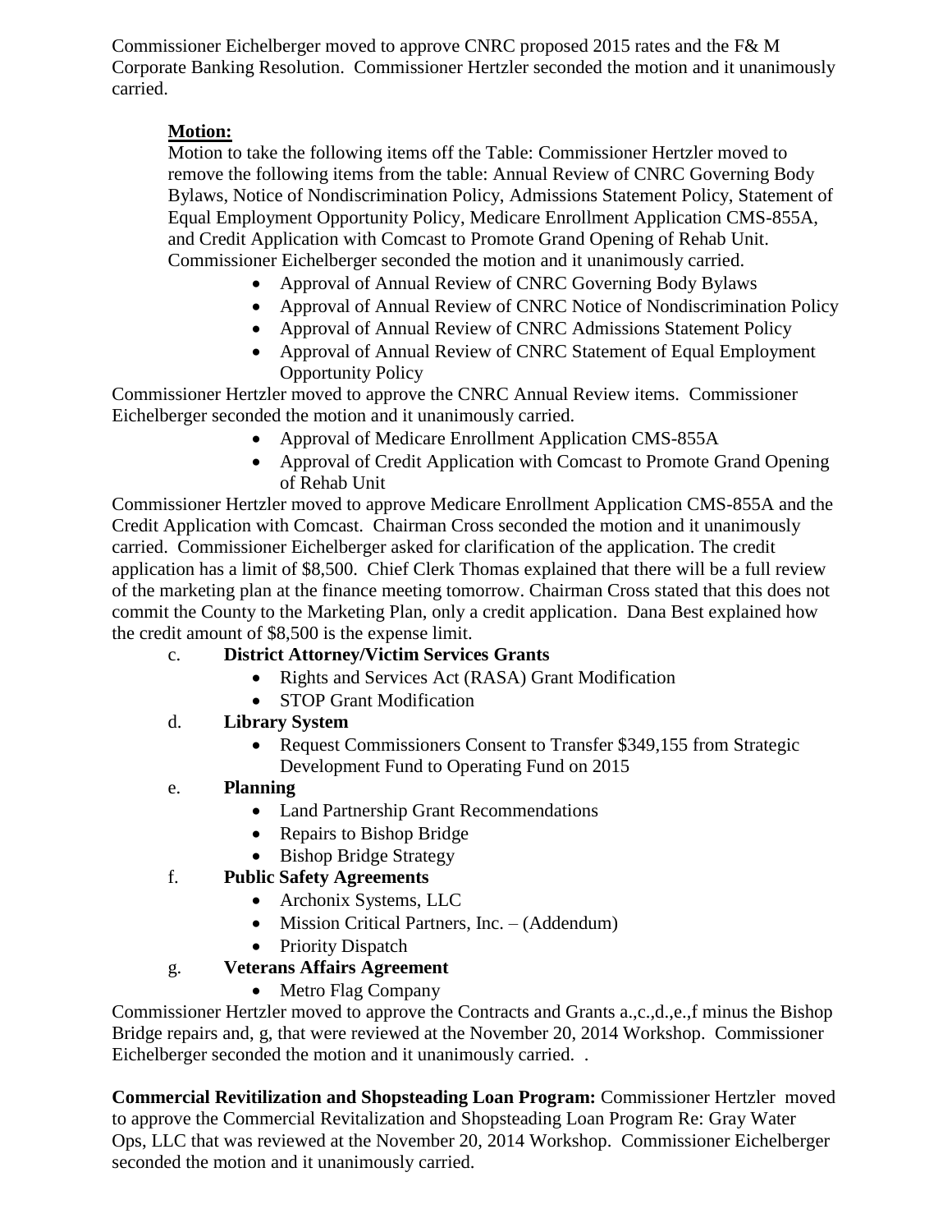Commissioner Eichelberger moved to approve CNRC proposed 2015 rates and the F& M Corporate Banking Resolution. Commissioner Hertzler seconded the motion and it unanimously carried.

**Motion:**

Motion to take the following items off the Table: Commissioner Hertzler moved to remove the following items from the table: Annual Review of CNRC Governing Body Bylaws, Notice of Nondiscrimination Policy, Admissions Statement Policy, Statement of Equal Employment Opportunity Policy, Medicare Enrollment Application CMS-855A, and Credit Application with Comcast to Promote Grand Opening of Rehab Unit. Commissioner Eichelberger seconded the motion and it unanimously carried.

- Approval of Annual Review of CNRC Governing Body Bylaws
- Approval of Annual Review of CNRC Notice of Nondiscrimination Policy
- Approval of Annual Review of CNRC Admissions Statement Policy
- Approval of Annual Review of CNRC Statement of Equal Employment Opportunity Policy

Commissioner Hertzler moved to approve the CNRC Annual Review items. Commissioner Eichelberger seconded the motion and it unanimously carried.

- Approval of Medicare Enrollment Application CMS-855A
- Approval of Credit Application with Comcast to Promote Grand Opening of Rehab Unit

Commissioner Hertzler moved to approve Medicare Enrollment Application CMS-855A and the Credit Application with Comcast. Chairman Cross seconded the motion and it unanimously carried. Commissioner Eichelberger asked for clarification of the application. The credit application has a limit of $8,500. Chief Clerk Thomas explained that there will be a full review of the marketing plan at the finance meeting tomorrow. Chairman Cross stated that this does not commit the County to the Marketing Plan, only a credit application. Dana Best explained how the credit amount of $8,500 is the expense limit.

c. **District Attorney/Victim Services Grants**
   - Rights and Services Act (RASA) Grant Modification
   - STOP Grant Modification

d. **Library System**
   - Request Commissioners Consent to Transfer $349,155 from Strategic Development Fund to Operating Fund on 2015

e. **Planning**
   - Land Partnership Grant Recommendations
   - Repairs to Bishop Bridge
   - Bishop Bridge Strategy

f. **Public Safety Agreements**
   - Archonix Systems, LLC
   - Mission Critical Partners, Inc. – (Addendum)
   - Priority Dispatch

g. **Veterans Affairs Agreement**
   - Metro Flag Company

Commissioner Hertzler moved to approve the Contracts and Grants a.,c.,d.,e.,f minus the Bishop Bridge repairs and, g, that were reviewed at the November 20, 2014 Workshop. Commissioner Eichelberger seconded the motion and it unanimously carried. .

**Commercial Revitilization and Shopsteading Loan Program:** Commissioner Hertzler moved to approve the Commercial Revitalization and Shopsteading Loan Program Re: Gray Water Ops, LLC that was reviewed at the November 20, 2014 Workshop. Commissioner Eichelberger seconded the motion and it unanimously carried.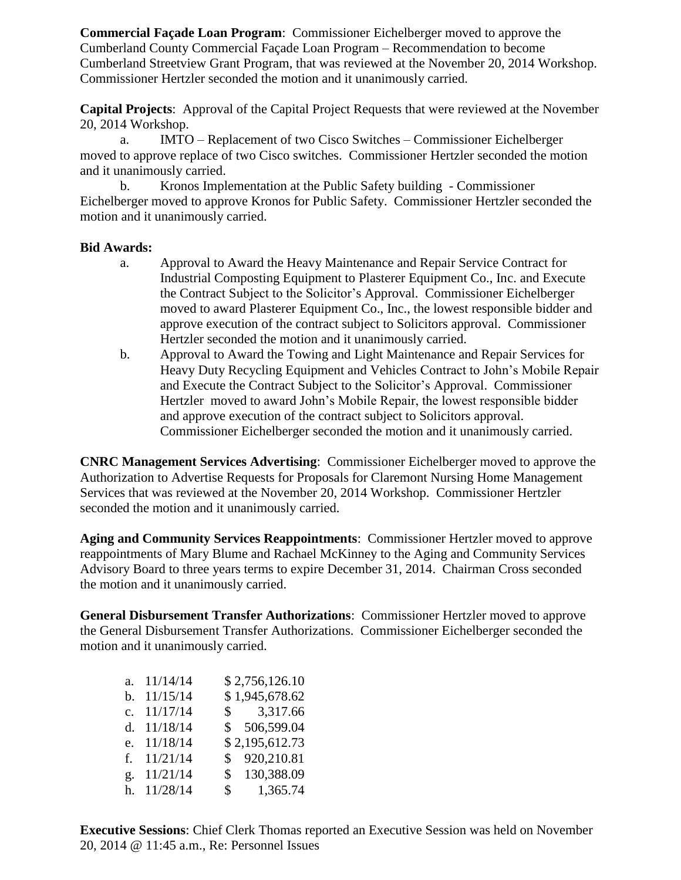**Commercial Façade Loan Program**: Commissioner Eichelberger moved to approve the Cumberland County Commercial Façade Loan Program – Recommendation to become Cumberland Streetview Grant Program, that was reviewed at the November 20, 2014 Workshop. Commissioner Hertzler seconded the motion and it unanimously carried.

**Capital Projects**: Approval of the Capital Project Requests that were reviewed at the November 20, 2014 Workshop.

a. IMTO – Replacement of two Cisco Switches – Commissioner Eichelberger moved to approve replace of two Cisco switches. Commissioner Hertzler seconded the motion and it unanimously carried.

b. Kronos Implementation at the Public Safety building - Commissioner Eichelberger moved to approve Kronos for Public Safety. Commissioner Hertzler seconded the motion and it unanimously carried.

**Bid Awards:**

a. Approval to Award the Heavy Maintenance and Repair Service Contract for Industrial Composting Equipment to Plasterer Equipment Co., Inc. and Execute the Contract Subject to the Solicitor's Approval. Commissioner Eichelberger moved to award Plasterer Equipment Co., Inc., the lowest responsible bidder and approve execution of the contract subject to Solicitors approval. Commissioner Hertzler seconded the motion and it unanimously carried.

b. Approval to Award the Towing and Light Maintenance and Repair Services for Heavy Duty Recycling Equipment and Vehicles Contract to John's Mobile Repair and Execute the Contract Subject to the Solicitor's Approval. Commissioner Hertzler moved to award John's Mobile Repair, the lowest responsible bidder and approve execution of the contract subject to Solicitors approval. Commissioner Eichelberger seconded the motion and it unanimously carried.

**CNRC Management Services Advertising**: Commissioner Eichelberger moved to approve the Authorization to Advertise Requests for Proposals for Claremont Nursing Home Management Services that was reviewed at the November 20, 2014 Workshop. Commissioner Hertzler seconded the motion and it unanimously carried.

**Aging and Community Services Reappointments**: Commissioner Hertzler moved to approve reappointments of Mary Blume and Rachael McKinney to the Aging and Community Services Advisory Board to three years terms to expire December 31, 2014. Chairman Cross seconded the motion and it unanimously carried.

**General Disbursement Transfer Authorizations**: Commissioner Hertzler moved to approve the General Disbursement Transfer Authorizations. Commissioner Eichelberger seconded the motion and it unanimously carried.

a. 11/14/14 $ 2,756,126.10
b. 11/15/14 $ 1,945,678.62
c. 11/17/14 $ 3,317.66
d. 11/18/14 $ 506,599.04
e. 11/18/14 $ 2,195,612.73
f. 11/21/14 $ 920,210.81
g. 11/21/14 $ 130,388.09
h. 11/28/14 $ 1,365.74

**Executive Sessions**: Chief Clerk Thomas reported an Executive Session was held on November 20, 2014 @ 11:45 a.m., Re: Personnel Issues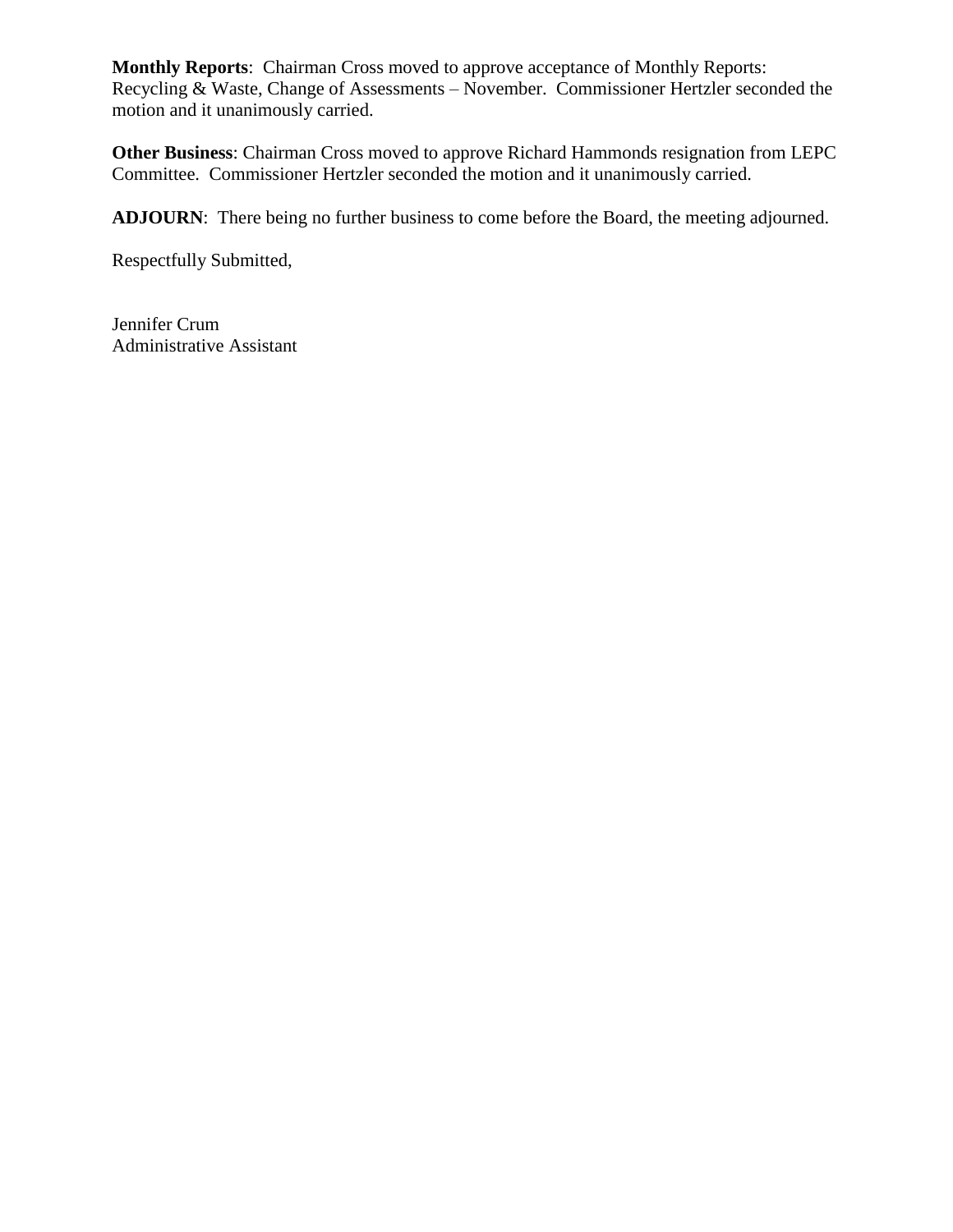**Monthly Reports**: Chairman Cross moved to approve acceptance of Monthly Reports: Recycling & Waste, Change of Assessments – November. Commissioner Hertzler seconded the motion and it unanimously carried.

**Other Business**: Chairman Cross moved to approve Richard Hammonds resignation from LEPC Committee. Commissioner Hertzler seconded the motion and it unanimously carried.

**ADJOURN**: There being no further business to come before the Board, the meeting adjourned.

Respectfully Submitted,

Jennifer Crum
Administrative Assistant